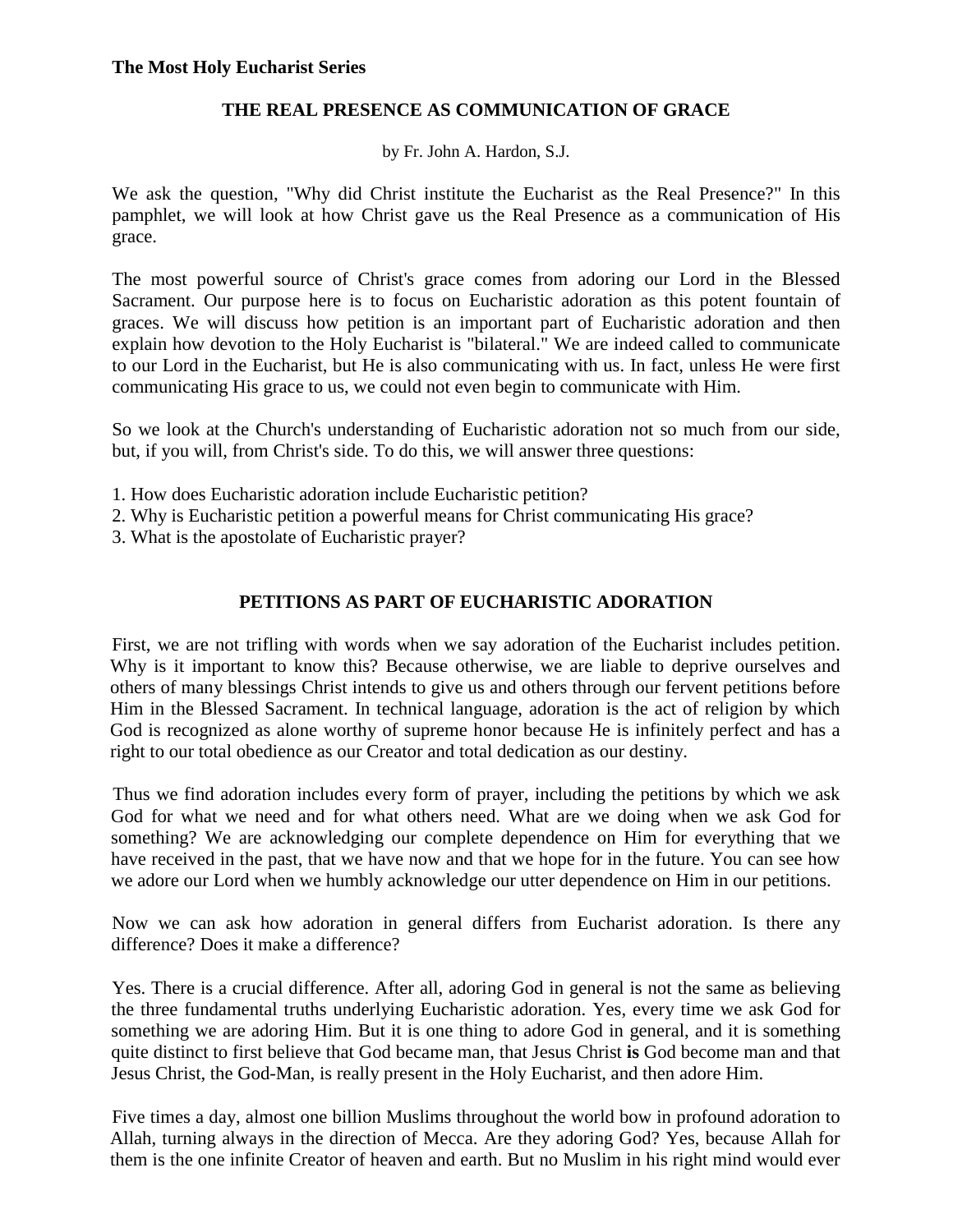**The Most Holy Eucharist Series**

# THE REAL PRESENCE AS COMMUNICATION OF GRACE

by Fr. John A. Hardon, S.J.

We ask the question, "Why did Christ institute the Eucharist as the Real Presence?" In this pamphlet, we will look at how Christ gave us the Real Presence as a communication of His grace.

The most powerful source of Christ's grace comes from adoring our Lord in the Blessed Sacrament. Our purpose here is to focus on Eucharistic adoration as this potent fountain of graces. We will discuss how petition is an important part of Eucharistic adoration and then explain how devotion to the Holy Eucharist is "bilateral." We are indeed called to communicate to our Lord in the Eucharist, but He is also communicating with us. In fact, unless He were first communicating His grace to us, we could not even begin to communicate with Him.

So we look at the Church's understanding of Eucharistic adoration not so much from our side, but, if you will, from Christ's side. To do this, we will answer three questions:

1. How does Eucharistic adoration include Eucharistic petition?
2. Why is Eucharistic petition a powerful means for Christ communicating His grace?
3. What is the apostolate of Eucharistic prayer?

## PETITIONS AS PART OF EUCHARISTIC ADORATION

First, we are not trifling with words when we say adoration of the Eucharist includes petition. Why is it important to know this? Because otherwise, we are liable to deprive ourselves and others of many blessings Christ intends to give us and others through our fervent petitions before Him in the Blessed Sacrament. In technical language, adoration is the act of religion by which God is recognized as alone worthy of supreme honor because He is infinitely perfect and has a right to our total obedience as our Creator and total dedication as our destiny.

Thus we find adoration includes every form of prayer, including the petitions by which we ask God for what we need and for what others need. What are we doing when we ask God for something? We are acknowledging our complete dependence on Him for everything that we have received in the past, that we have now and that we hope for in the future. You can see how we adore our Lord when we humbly acknowledge our utter dependence on Him in our petitions.

Now we can ask how adoration in general differs from Eucharist adoration. Is there any difference? Does it make a difference?

Yes. There is a crucial difference. After all, adoring God in general is not the same as believing the three fundamental truths underlying Eucharistic adoration. Yes, every time we ask God for something we are adoring Him. But it is one thing to adore God in general, and it is something quite distinct to first believe that God became man, that Jesus Christ **is** God become man and that Jesus Christ, the God-Man, is really present in the Holy Eucharist, and then adore Him.

Five times a day, almost one billion Muslims throughout the world bow in profound adoration to Allah, turning always in the direction of Mecca. Are they adoring God? Yes, because Allah for them is the one infinite Creator of heaven and earth. But no Muslim in his right mind would ever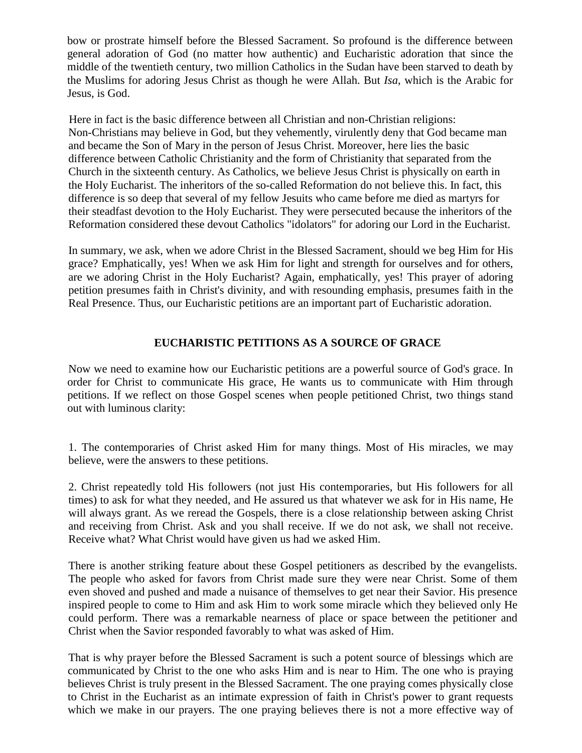bow or prostrate himself before the Blessed Sacrament. So profound is the difference between general adoration of God (no matter how authentic) and Eucharistic adoration that since the middle of the twentieth century, two million Catholics in the Sudan have been starved to death by the Muslims for adoring Jesus Christ as though he were Allah. But *Isa*, which is the Arabic for Jesus, is God.

Here in fact is the basic difference between all Christian and non-Christian religions: Non-Christians may believe in God, but they vehemently, virulently deny that God became man and became the Son of Mary in the person of Jesus Christ. Moreover, here lies the basic difference between Catholic Christianity and the form of Christianity that separated from the Church in the sixteenth century. As Catholics, we believe Jesus Christ is physically on earth in the Holy Eucharist. The inheritors of the so-called Reformation do not believe this. In fact, this difference is so deep that several of my fellow Jesuits who came before me died as martyrs for their steadfast devotion to the Holy Eucharist. They were persecuted because the inheritors of the Reformation considered these devout Catholics "idolators" for adoring our Lord in the Eucharist.

In summary, we ask, when we adore Christ in the Blessed Sacrament, should we beg Him for His grace? Emphatically, yes! When we ask Him for light and strength for ourselves and for others, are we adoring Christ in the Holy Eucharist? Again, emphatically, yes! This prayer of adoring petition presumes faith in Christ's divinity, and with resounding emphasis, presumes faith in the Real Presence. Thus, our Eucharistic petitions are an important part of Eucharistic adoration.

## EUCHARISTIC PETITIONS AS A SOURCE OF GRACE

Now we need to examine how our Eucharistic petitions are a powerful source of God's grace. In order for Christ to communicate His grace, He wants us to communicate with Him through petitions. If we reflect on those Gospel scenes when people petitioned Christ, two things stand out with luminous clarity:

1. The contemporaries of Christ asked Him for many things. Most of His miracles, we may believe, were the answers to these petitions.

2. Christ repeatedly told His followers (not just His contemporaries, but His followers for all times) to ask for what they needed, and He assured us that whatever we ask for in His name, He will always grant. As we reread the Gospels, there is a close relationship between asking Christ and receiving from Christ. Ask and you shall receive. If we do not ask, we shall not receive. Receive what? What Christ would have given us had we asked Him.

There is another striking feature about these Gospel petitioners as described by the evangelists. The people who asked for favors from Christ made sure they were near Christ. Some of them even shoved and pushed and made a nuisance of themselves to get near their Savior. His presence inspired people to come to Him and ask Him to work some miracle which they believed only He could perform. There was a remarkable nearness of place or space between the petitioner and Christ when the Savior responded favorably to what was asked of Him.

That is why prayer before the Blessed Sacrament is such a potent source of blessings which are communicated by Christ to the one who asks Him and is near to Him. The one who is praying believes Christ is truly present in the Blessed Sacrament. The one praying comes physically close to Christ in the Eucharist as an intimate expression of faith in Christ's power to grant requests which we make in our prayers. The one praying believes there is not a more effective way of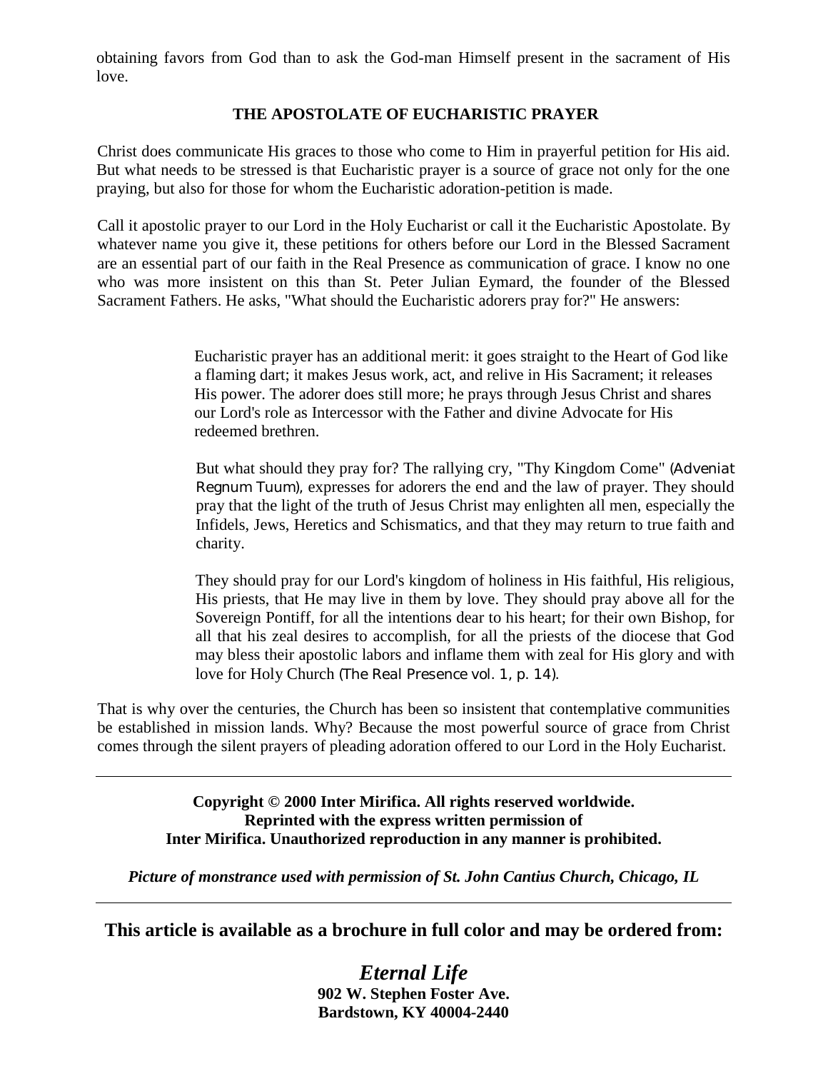obtaining favors from God than to ask the God-man Himself present in the sacrament of His love.

## THE APOSTOLATE OF EUCHARISTIC PRAYER

Christ does communicate His graces to those who come to Him in prayerful petition for His aid. But what needs to be stressed is that Eucharistic prayer is a source of grace not only for the one praying, but also for those for whom the Eucharistic adoration-petition is made.

Call it apostolic prayer to our Lord in the Holy Eucharist or call it the Eucharistic Apostolate. By whatever name you give it, these petitions for others before our Lord in the Blessed Sacrament are an essential part of our faith in the Real Presence as communication of grace. I know no one who was more insistent on this than St. Peter Julian Eymard, the founder of the Blessed Sacrament Fathers. He asks, "What should the Eucharistic adorers pray for?" He answers:

> Eucharistic prayer has an additional merit: it goes straight to the Heart of God like a flaming dart; it makes Jesus work, act, and relive in His Sacrament; it releases His power. The adorer does still more; he prays through Jesus Christ and shares our Lord's role as Intercessor with the Father and divine Advocate for His redeemed brethren.
>
> But what should they pray for? The rallying cry, "Thy Kingdom Come" (*Adveniat Regnum Tuum*), expresses for adorers the end and the law of prayer. They should pray that the light of the truth of Jesus Christ may enlighten all men, especially the Infidels, Jews, Heretics and Schismatics, and that they may return to true faith and charity.
>
> They should pray for our Lord's kingdom of holiness in His faithful, His religious, His priests, that He may live in them by love. They should pray above all for the Sovereign Pontiff, for all the intentions dear to his heart; for their own Bishop, for all that his zeal desires to accomplish, for all the priests of the diocese that God may bless their apostolic labors and inflame them with zeal for His glory and with love for Holy Church (*The Real Presence vol. 1, p. 14*).

That is why over the centuries, the Church has been so insistent that contemplative communities be established in mission lands. Why? Because the most powerful source of grace from Christ comes through the silent prayers of pleading adoration offered to our Lord in the Holy Eucharist.

---

**Copyright © 2000 Inter Mirifica. All rights reserved worldwide.**
**Reprinted with the express written permission of**
**Inter Mirifica. Unauthorized reproduction in any manner is prohibited.**

***Picture of monstrance used with permission of St. John Cantius Church, Chicago, IL***

---

**This article is available as a brochure in full color and may be ordered from:**

***Eternal Life***
**902 W. Stephen Foster Ave.**
**Bardstown, KY 40004-2440**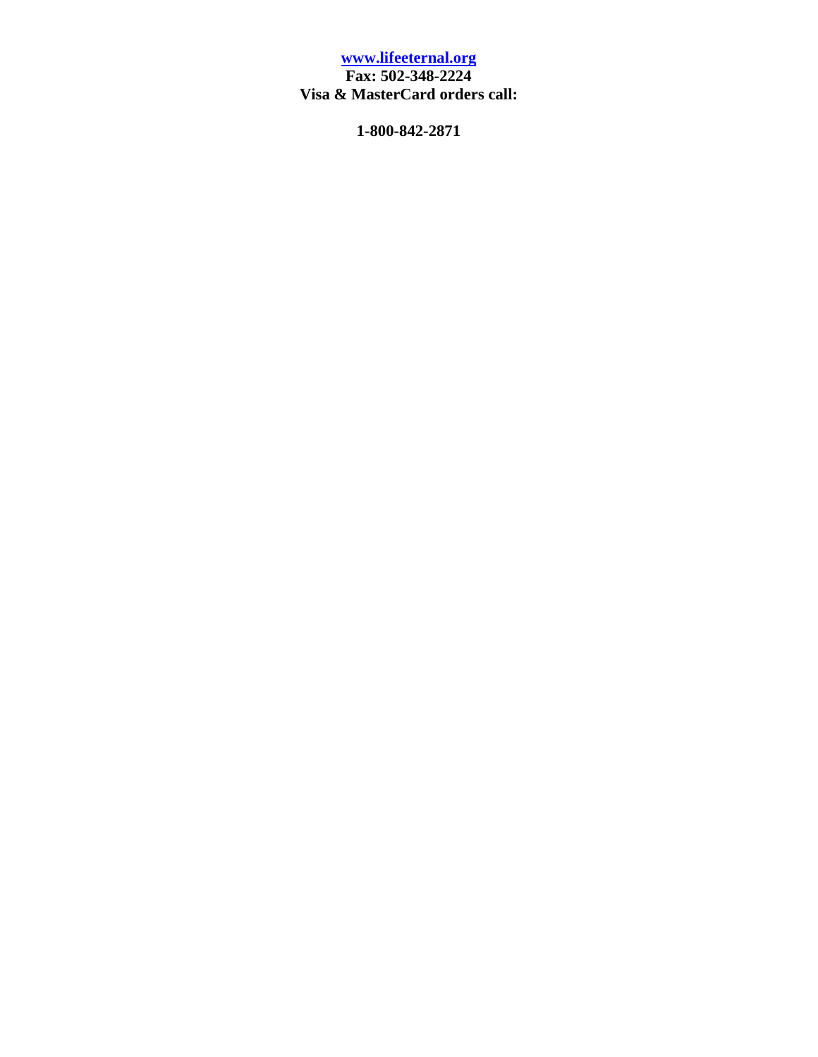**[www.lifeeternal.org](http://www.lifeeternal.org)**
**Fax: 502-348-2224**
**Visa & MasterCard orders call:**

**1-800-842-2871**